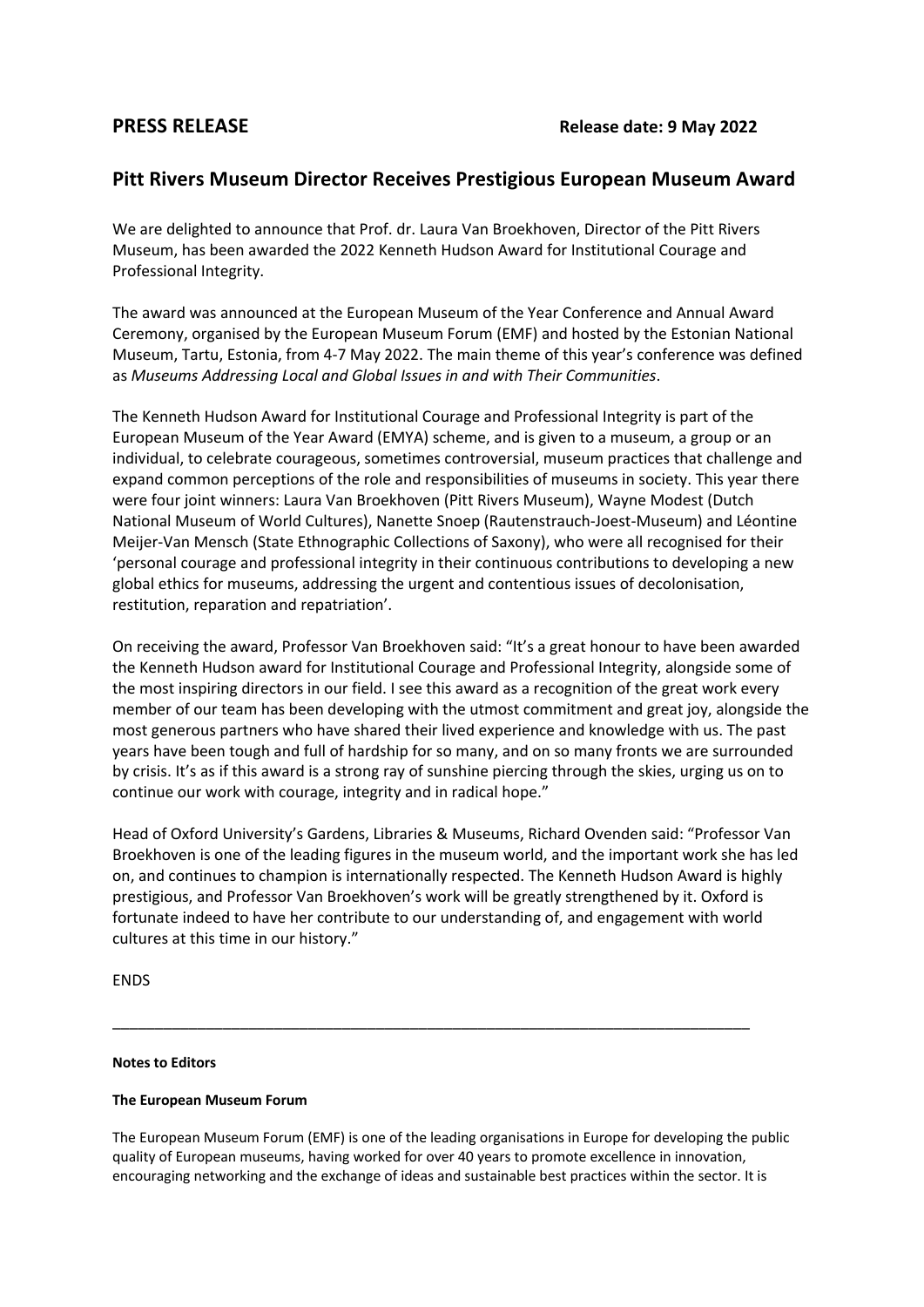**PRESS RELEASE** **Release date: 9 May 2022**

## Pitt Rivers Museum Director Receives Prestigious European Museum Award

We are delighted to announce that Prof. dr. Laura Van Broekhoven, Director of the Pitt Rivers Museum, has been awarded the 2022 Kenneth Hudson Award for Institutional Courage and Professional Integrity.

The award was announced at the European Museum of the Year Conference and Annual Award Ceremony, organised by the European Museum Forum (EMF) and hosted by the Estonian National Museum, Tartu, Estonia, from 4-7 May 2022. The main theme of this year's conference was defined as *Museums Addressing Local and Global Issues in and with Their Communities*.

The Kenneth Hudson Award for Institutional Courage and Professional Integrity is part of the European Museum of the Year Award (EMYA) scheme, and is given to a museum, a group or an individual, to celebrate courageous, sometimes controversial, museum practices that challenge and expand common perceptions of the role and responsibilities of museums in society. This year there were four joint winners: Laura Van Broekhoven (Pitt Rivers Museum), Wayne Modest (Dutch National Museum of World Cultures), Nanette Snoep (Rautenstrauch-Joest-Museum) and Léontine Meijer-Van Mensch (State Ethnographic Collections of Saxony), who were all recognised for their 'personal courage and professional integrity in their continuous contributions to developing a new global ethics for museums, addressing the urgent and contentious issues of decolonisation, restitution, reparation and repatriation'.

On receiving the award, Professor Van Broekhoven said: "It's a great honour to have been awarded the Kenneth Hudson award for Institutional Courage and Professional Integrity, alongside some of the most inspiring directors in our field. I see this award as a recognition of the great work every member of our team has been developing with the utmost commitment and great joy, alongside the most generous partners who have shared their lived experience and knowledge with us. The past years have been tough and full of hardship for so many, and on so many fronts we are surrounded by crisis. It's as if this award is a strong ray of sunshine piercing through the skies, urging us on to continue our work with courage, integrity and in radical hope."

Head of Oxford University's Gardens, Libraries & Museums, Richard Ovenden said: "Professor Van Broekhoven is one of the leading figures in the museum world, and the important work she has led on, and continues to champion is internationally respected. The Kenneth Hudson Award is highly prestigious, and Professor Van Broekhoven's work will be greatly strengthened by it. Oxford is fortunate indeed to have her contribute to our understanding of, and engagement with world cultures at this time in our history."

ENDS

---

**Notes to Editors**

**The European Museum Forum**

The European Museum Forum (EMF) is one of the leading organisations in Europe for developing the public quality of European museums, having worked for over 40 years to promote excellence in innovation, encouraging networking and the exchange of ideas and sustainable best practices within the sector. It is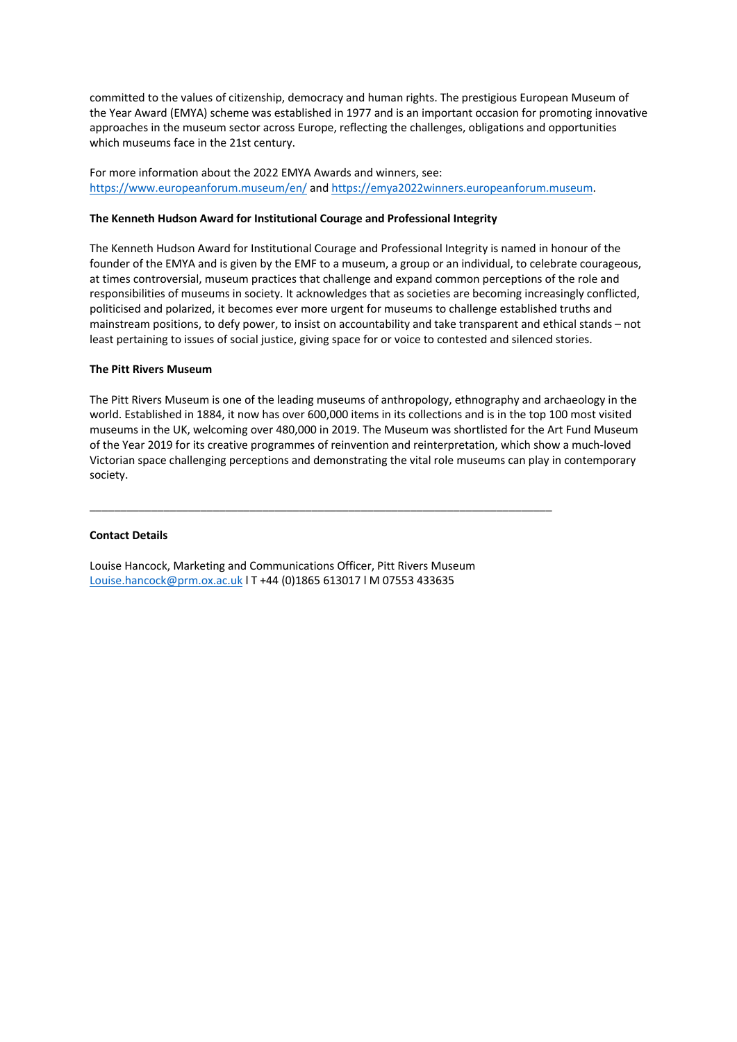committed to the values of citizenship, democracy and human rights. The prestigious European Museum of the Year Award (EMYA) scheme was established in 1977 and is an important occasion for promoting innovative approaches in the museum sector across Europe, reflecting the challenges, obligations and opportunities which museums face in the 21st century.

For more information about the 2022 EMYA Awards and winners, see: [https://www.europeanforum.museum/en/](https://www.europeanforum.museum/en/) and [https://emya2022winners.europeanforum.museum](https://emya2022winners.europeanforum.museum).

**The Kenneth Hudson Award for Institutional Courage and Professional Integrity**

The Kenneth Hudson Award for Institutional Courage and Professional Integrity is named in honour of the founder of the EMYA and is given by the EMF to a museum, a group or an individual, to celebrate courageous, at times controversial, museum practices that challenge and expand common perceptions of the role and responsibilities of museums in society. It acknowledges that as societies are becoming increasingly conflicted, politicised and polarized, it becomes ever more urgent for museums to challenge established truths and mainstream positions, to defy power, to insist on accountability and take transparent and ethical stands – not least pertaining to issues of social justice, giving space for or voice to contested and silenced stories.

**The Pitt Rivers Museum**

The Pitt Rivers Museum is one of the leading museums of anthropology, ethnography and archaeology in the world. Established in 1884, it now has over 600,000 items in its collections and is in the top 100 most visited museums in the UK, welcoming over 480,000 in 2019. The Museum was shortlisted for the Art Fund Museum of the Year 2019 for its creative programmes of reinvention and reinterpretation, which show a much-loved Victorian space challenging perceptions and demonstrating the vital role museums can play in contemporary society.

---

**Contact Details**

Louise Hancock, Marketing and Communications Officer, Pitt Rivers Museum
[Louise.hancock@prm.ox.ac.uk](mailto:Louise.hancock@prm.ox.ac.uk) l T +44 (0)1865 613017 l M 07553 433635